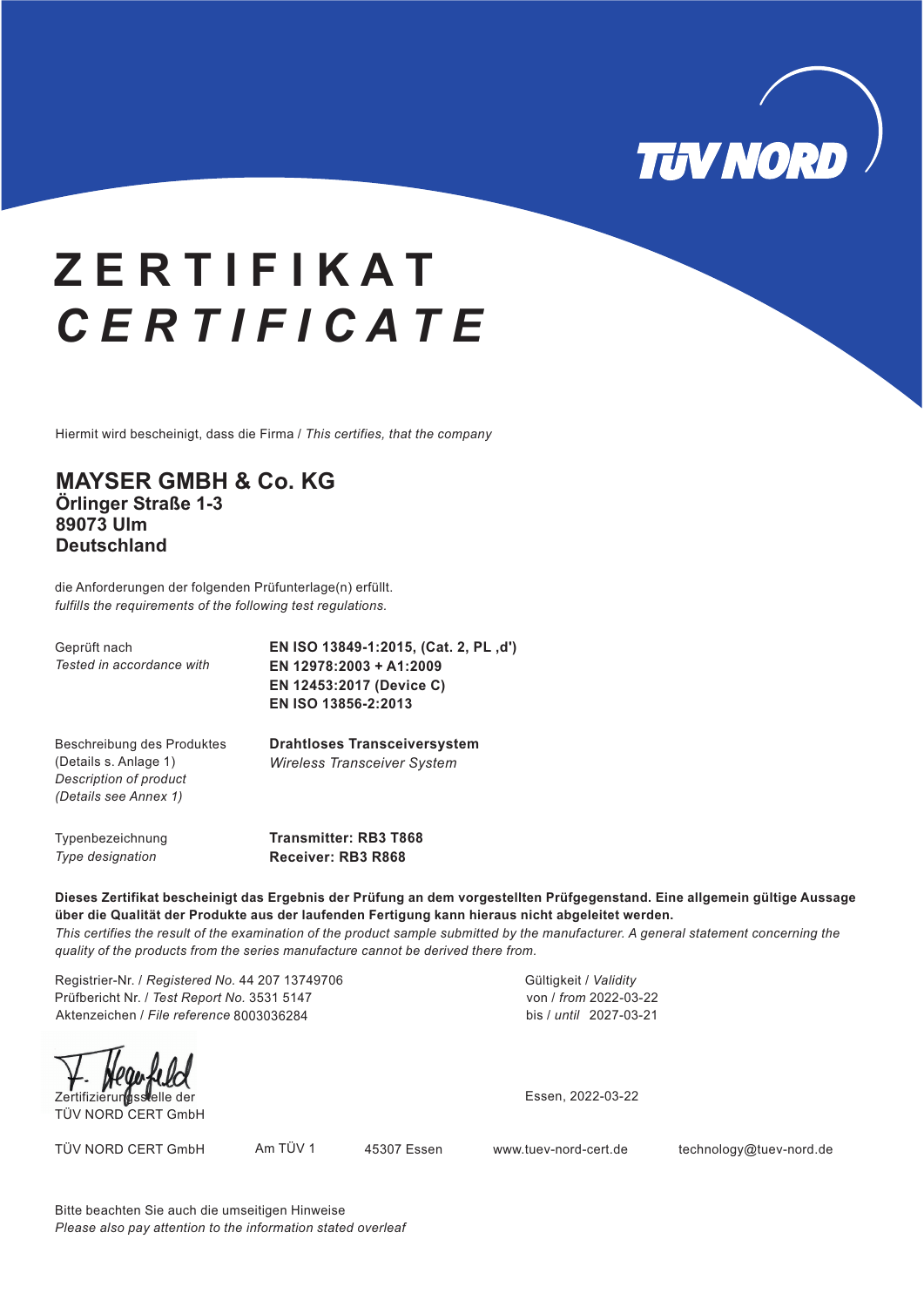TÜV NORD

# ZERTIFIKAT
# *CERTIFICATE*

Hiermit wird bescheinigt, dass die Firma / *This certifies, that the company*

**MAYSER GMBH & Co. KG**
**Örlinger Straße 1-3**
**89073 Ulm**
**Deutschland**

die Anforderungen der folgenden Prüfunterlage(n) erfüllt.
*fulfills the requirements of the following test regulations.*

Geprüft nach
*Tested in accordance with*

**EN ISO 13849-1:2015, (Cat. 2, PL ‚d')**
**EN 12978:2003 + A1:2009**
**EN 12453:2017 (Device C)**
**EN ISO 13856-2:2013**

Beschreibung des Produktes
(Details s. Anlage 1)
*Description of product*
*(Details see Annex 1)*

**Drahtloses Transceiversystem**
*Wireless Transceiver System*

Typenbezeichnung
*Type designation*

**Transmitter: RB3 T868**
**Receiver: RB3 R868**

**Dieses Zertifikat bescheinigt das Ergebnis der Prüfung an dem vorgestellten Prüfgegenstand. Eine allgemein gültige Aussage über die Qualität der Produkte aus der laufenden Fertigung kann hieraus nicht abgeleitet werden.**
*This certifies the result of the examination of the product sample submitted by the manufacturer. A general statement concerning the quality of the products from the series manufacture cannot be derived there from.*

Registrier-Nr. / *Registered No.* 44 207 13749706
Prüfbericht Nr. / *Test Report No.* 3531 5147
Aktenzeichen / *File reference* 8003036284

Gültigkeit / *Validity*
von / *from* 2022-03-22
bis / *until* 2027-03-21

Zertifizierungsstelle der
TÜV NORD CERT GmbH

Essen, 2022-03-22

TÜV NORD CERT GmbH    Am TÜV 1    45307 Essen    www.tuev-nord-cert.de    technology@tuev-nord.de

Bitte beachten Sie auch die umseitigen Hinweise
*Please also pay attention to the information stated overleaf*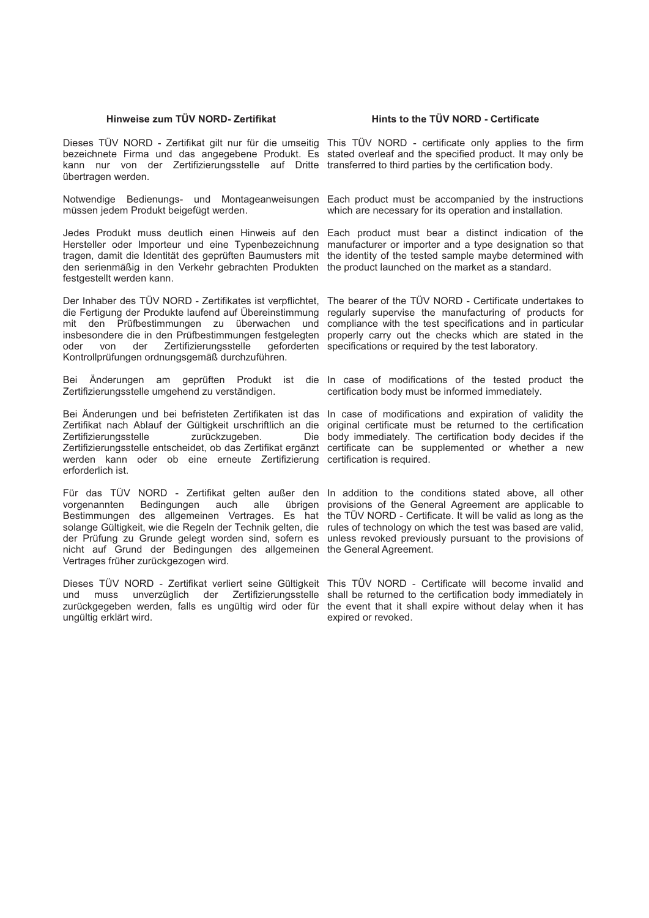### Hinweise zum TÜV NORD- Zertifikat

Dieses TÜV NORD - Zertifikat gilt nur für die umseitig bezeichnete Firma und das angegebene Produkt. Es kann nur von der Zertifizierungsstelle auf Dritte übertragen werden.

Notwendige Bedienungs- und Montageanweisungen müssen jedem Produkt beigefügt werden.

Jedes Produkt muss deutlich einen Hinweis auf den Hersteller oder Importeur und eine Typenbezeichnung tragen, damit die Identität des geprüften Baumusters mit den serienmäßig in den Verkehr gebrachten Produkten festgestellt werden kann.

Der Inhaber des TÜV NORD - Zertifikates ist verpflichtet, die Fertigung der Produkte laufend auf Übereinstimmung mit den Prüfbestimmungen zu überwachen und insbesondere die in den Prüfbestimmungen festgelegten oder von der Zertifizierungsstelle geforderten Kontrollprüfungen ordnungsgemäß durchzuführen.

Bei Änderungen am geprüften Produkt ist die Zertifizierungsstelle umgehend zu verständigen.

Bei Änderungen und bei befristeten Zertifikaten ist das Zertifikat nach Ablauf der Gültigkeit urschriftlich an die Zertifizierungsstelle zurückzugeben. Die Zertifizierungsstelle entscheidet, ob das Zertifikat ergänzt werden kann oder ob eine erneute Zertifizierung erforderlich ist.

Für das TÜV NORD - Zertifikat gelten außer den vorgenannten Bedingungen auch alle übrigen Bestimmungen des allgemeinen Vertrages. Es hat solange Gültigkeit, wie die Regeln der Technik gelten, die der Prüfung zu Grunde gelegt worden sind, sofern es nicht auf Grund der Bedingungen des allgemeinen Vertrages früher zurückgezogen wird.

Dieses TÜV NORD - Zertifikat verliert seine Gültigkeit und muss unverzüglich der Zertifizierungsstelle zurückgegeben werden, falls es ungültig wird oder für ungültig erklärt wird.

### Hints to the TÜV NORD - Certificate

This TÜV NORD - certificate only applies to the firm stated overleaf and the specified product. It may only be transferred to third parties by the certification body.

Each product must be accompanied by the instructions which are necessary for its operation and installation.

Each product must bear a distinct indication of the manufacturer or importer and a type designation so that the identity of the tested sample maybe determined with the product launched on the market as a standard.

The bearer of the TÜV NORD - Certificate undertakes to regularly supervise the manufacturing of products for compliance with the test specifications and in particular properly carry out the checks which are stated in the specifications or required by the test laboratory.

In case of modifications of the tested product the certification body must be informed immediately.

In case of modifications and expiration of validity the original certificate must be returned to the certification body immediately. The certification body decides if the certificate can be supplemented or whether a new certification is required.

In addition to the conditions stated above, all other provisions of the General Agreement are applicable to the TÜV NORD - Certificate. It will be valid as long as the rules of technology on which the test was based are valid, unless revoked previously pursuant to the provisions of the General Agreement.

This TÜV NORD - Certificate will become invalid and shall be returned to the certification body immediately in the event that it shall expire without delay when it has expired or revoked.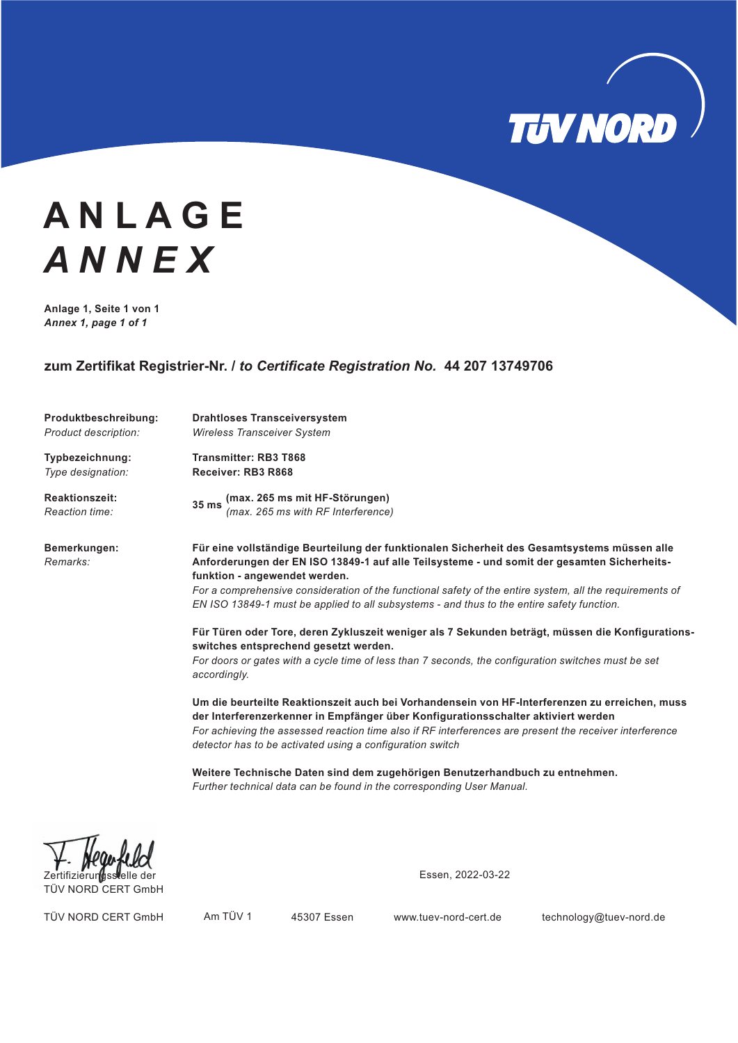# ANLAGE
# *ANNEX*

**Anlage 1, Seite 1 von 1**
***Annex 1, page 1 of 1***

## zum Zertifikat Registrier-Nr. / *to Certificate Registration No.* 44 207 13749706

| | |
|---|---|
| **Produktbeschreibung:**<br>*Product description:* | **Drahtloses Transceiversystem**<br>*Wireless Transceiver System* |
| **Typbezeichnung:**<br>*Type designation:* | **Transmitter: RB3 T868**<br>**Receiver: RB3 R868** |
| **Reaktionszeit:**<br>*Reaction time:* | **35 ms** **(max. 265 ms mit HF-Störungen)**<br>*(max. 265 ms with RF Interference)* |
| **Bemerkungen:**<br>*Remarks:* | **Für eine vollständige Beurteilung der funktionalen Sicherheit des Gesamtsystems müssen alle Anforderungen der EN ISO 13849-1 auf alle Teilsysteme - und somit der gesamten Sicherheitsfunktion - angewendet werden.**<br>*For a comprehensive consideration of the functional safety of the entire system, all the requirements of EN ISO 13849-1 must be applied to all subsystems - and thus to the entire safety function.*<br><br>**Für Türen oder Tore, deren Zykluszeit weniger als 7 Sekunden beträgt, müssen die Konfigurationsswitches entsprechend gesetzt werden.**<br>*For doors or gates with a cycle time of less than 7 seconds, the configuration switches must be set accordingly.*<br><br>**Um die beurteilte Reaktionszeit auch bei Vorhandensein von HF-Interferenzen zu erreichen, muss der Interferenzerkenner in Empfänger über Konfigurationsschalter aktiviert werden**<br>*For achieving the assessed reaction time also if RF interferences are present the receiver interference detector has to be activated using a configuration switch*<br><br>**Weitere Technische Daten sind dem zugehörigen Benutzerhandbuch zu entnehmen.**<br>*Further technical data can be found in the corresponding User Manual.* |

Zertifizierungsstelle der
TÜV NORD CERT GmbH

Essen, 2022-03-22

TÜV NORD CERT GmbH Am TÜV 1 45307 Essen www.tuev-nord-cert.de technology@tuev-nord.de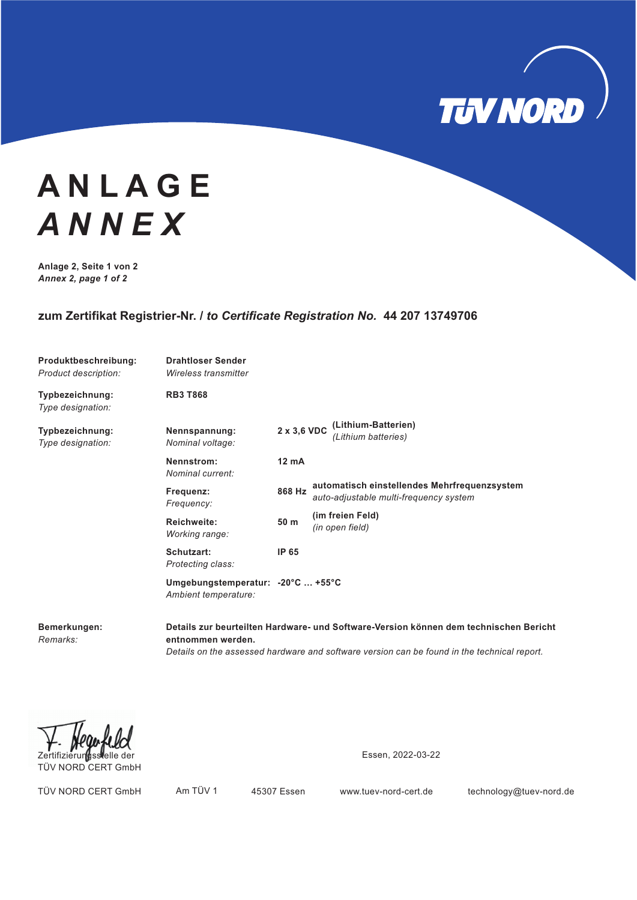# ANLAGE
# *ANNEX*

**Anlage 2, Seite 1 von 2**
***Annex 2, page 1 of 2***

## zum Zertifikat Registrier-Nr. / *to Certificate Registration No.* 44 207 13749706

| | | | |
|---|---|---|---|
| **Produktbeschreibung:** *Product description:* | **Drahtloser Sender** *Wireless transmitter* | | |
| **Typbezeichnung:** *Type designation:* | **RB3 T868** | | |
| **Typbezeichnung:** *Type designation:* | **Nennspannung:** *Nominal voltage:* | **2 x 3,6 VDC** | **(Lithium-Batterien)** *(Lithium batteries)* |
| | **Nennstrom:** *Nominal current:* | **12 mA** | |
| | **Frequenz:** *Frequency:* | **868 Hz** | **automatisch einstellendes Mehrfrequenzsystem** *auto-adjustable multi-frequency system* |
| | **Reichweite:** *Working range:* | **50 m** | **(im freien Feld)** *(in open field)* |
| | **Schutzart:** *Protecting class:* | **IP 65** | |
| | **Umgebungstemperatur:** *Ambient temperature:* | **-20°C … +55°C** | |

**Bemerkungen:**
*Remarks:*

**Details zur beurteilten Hardware- und Software-Version können dem technischen Bericht entnommen werden.**
*Details on the assessed hardware and software version can be found in the technical report.*

Zertifizierungsstelle der
TÜV NORD CERT GmbH

Essen, 2022-03-22

TÜV NORD CERT GmbH Am TÜV 1 45307 Essen www.tuev-nord-cert.de technology@tuev-nord.de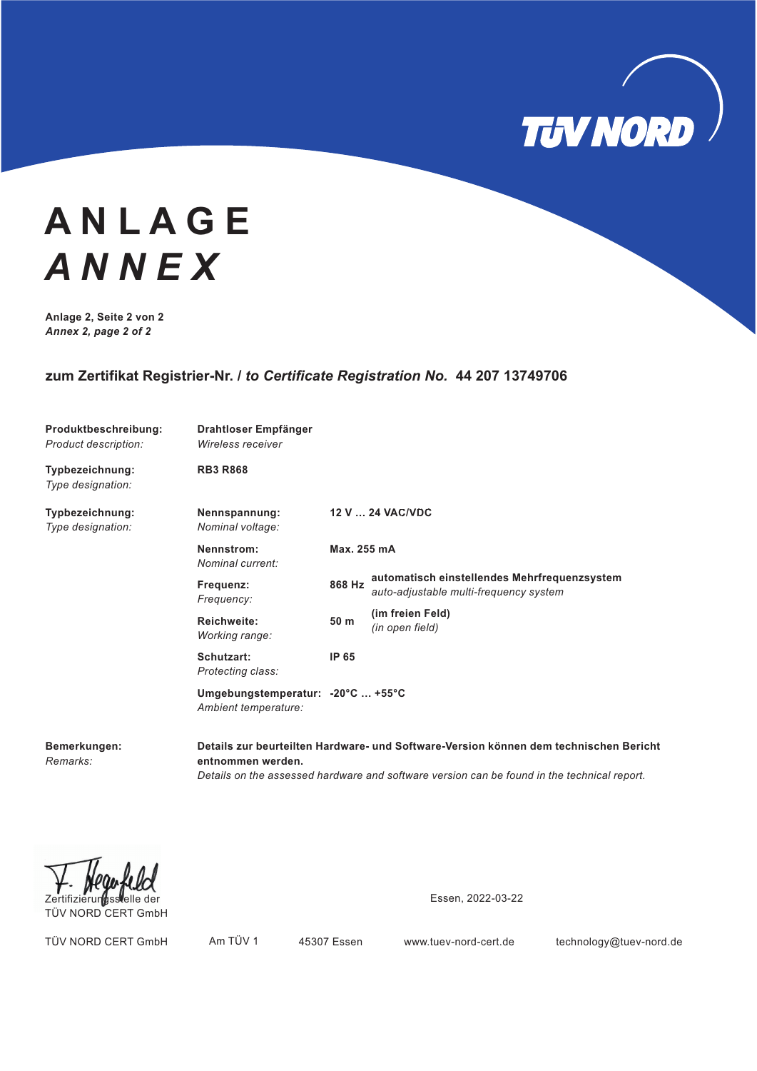TÜV NORD

# ANLAGE
# *ANNEX*

**Anlage 2, Seite 2 von 2**
***Annex 2, page 2 of 2***

## zum Zertifikat Registrier-Nr. / *to Certificate Registration No.* 44 207 13749706

**Produktbeschreibung:**
*Product description:*

**Drahtloser Empfänger**
*Wireless receiver*

**Typbezeichnung:**
*Type designation:*

**RB3 R868**

**Typbezeichnung:**
*Type designation:*

| | | |
|---|---|---|
| **Nennspannung:** *Nominal voltage:* | **12 V … 24 VAC/VDC** | |
| **Nennstrom:** *Nominal current:* | **Max. 255 mA** | |
| **Frequenz:** *Frequency:* | **868 Hz** | **automatisch einstellendes Mehrfrequenzsystem** *auto-adjustable multi-frequency system* |
| **Reichweite:** *Working range:* | **50 m** | **(im freien Feld)** *(in open field)* |
| **Schutzart:** *Protecting class:* | **IP 65** | |
| **Umgebungstemperatur:** *Ambient temperature:* | **-20°C … +55°C** | |

**Bemerkungen:**
*Remarks:*

**Details zur beurteilten Hardware- und Software-Version können dem technischen Bericht entnommen werden.**
*Details on the assessed hardware and software version can be found in the technical report.*

Zertifizierungsstelle der
TÜV NORD CERT GmbH

Essen, 2022-03-22

TÜV NORD CERT GmbH Am TÜV 1 45307 Essen www.tuev-nord-cert.de technology@tuev-nord.de